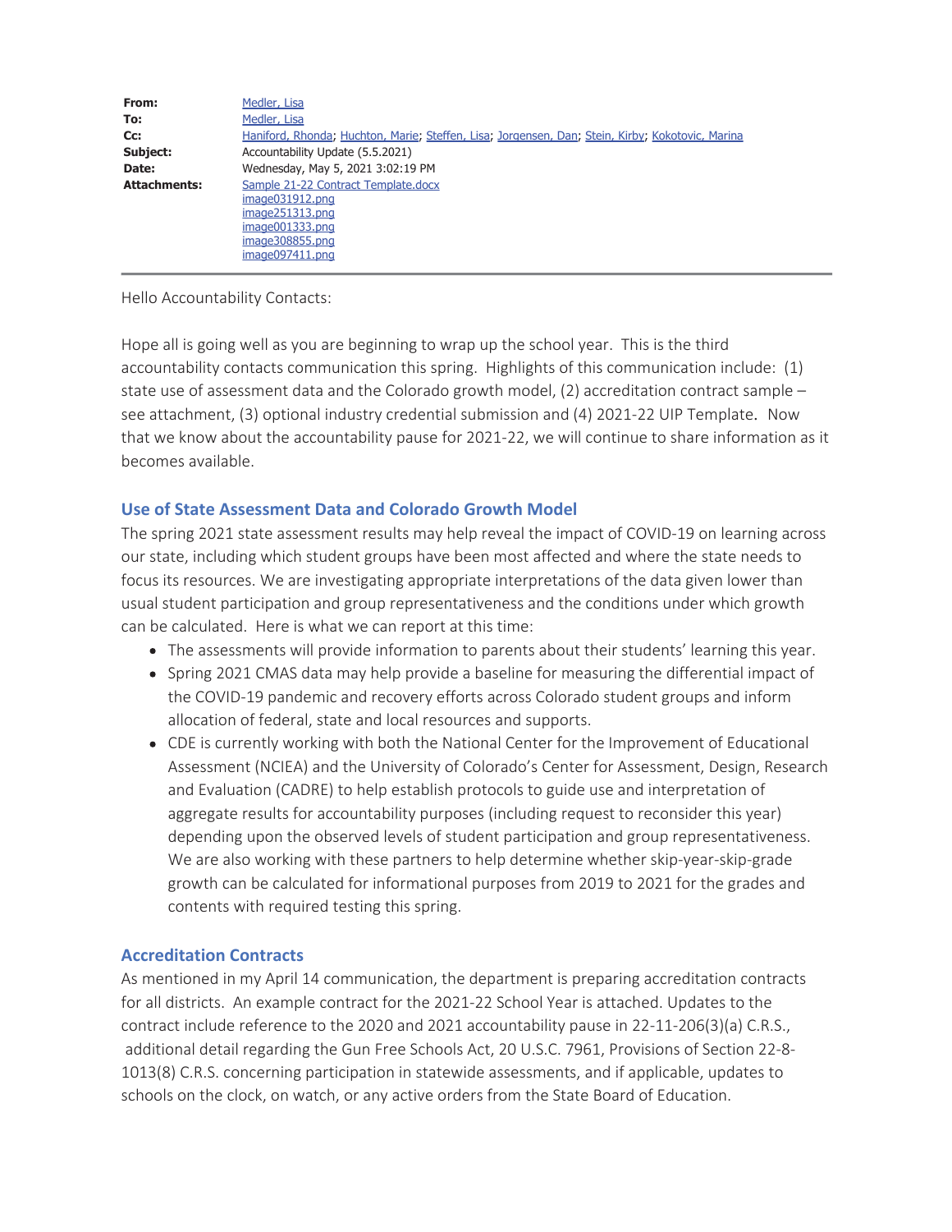| | |
|---|---|
| **From:** | Medler, Lisa |
| **To:** | Medler, Lisa |
| **Cc:** | Haniford, Rhonda; Huchton, Marie; Steffen, Lisa; Jorgensen, Dan; Stein, Kirby; Kokotovic, Marina |
| **Subject:** | Accountability Update (5.5.2021) |
| **Date:** | Wednesday, May 5, 2021 3:02:19 PM |
| **Attachments:** | Sample 21-22 Contract Template.docx<br>image031912.png<br>image251313.png<br>image001333.png<br>image308855.png<br>image097411.png |

Hello Accountability Contacts:

Hope all is going well as you are beginning to wrap up the school year. This is the third accountability contacts communication this spring. Highlights of this communication include: (1) state use of assessment data and the Colorado growth model, (2) accreditation contract sample – see attachment, (3) optional industry credential submission and (4) 2021-22 UIP Template. Now that we know about the accountability pause for 2021-22, we will continue to share information as it becomes available.

## Use of State Assessment Data and Colorado Growth Model

The spring 2021 state assessment results may help reveal the impact of COVID-19 on learning across our state, including which student groups have been most affected and where the state needs to focus its resources. We are investigating appropriate interpretations of the data given lower than usual student participation and group representativeness and the conditions under which growth can be calculated. Here is what we can report at this time:

- The assessments will provide information to parents about their students' learning this year.
- Spring 2021 CMAS data may help provide a baseline for measuring the differential impact of the COVID-19 pandemic and recovery efforts across Colorado student groups and inform allocation of federal, state and local resources and supports.
- CDE is currently working with both the National Center for the Improvement of Educational Assessment (NCIEA) and the University of Colorado's Center for Assessment, Design, Research and Evaluation (CADRE) to help establish protocols to guide use and interpretation of aggregate results for accountability purposes (including request to reconsider this year) depending upon the observed levels of student participation and group representativeness. We are also working with these partners to help determine whether skip-year-skip-grade growth can be calculated for informational purposes from 2019 to 2021 for the grades and contents with required testing this spring.

## Accreditation Contracts

As mentioned in my April 14 communication, the department is preparing accreditation contracts for all districts. An example contract for the 2021-22 School Year is attached. Updates to the contract include reference to the 2020 and 2021 accountability pause in 22-11-206(3)(a) C.R.S., additional detail regarding the Gun Free Schools Act, 20 U.S.C. 7961, Provisions of Section 22-8-1013(8) C.R.S. concerning participation in statewide assessments, and if applicable, updates to schools on the clock, on watch, or any active orders from the State Board of Education.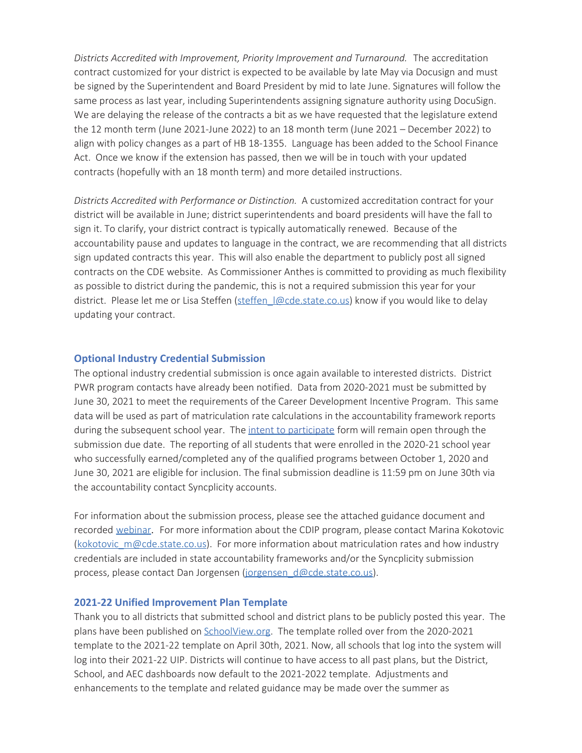*Districts Accredited with Improvement, Priority Improvement and Turnaround.* The accreditation contract customized for your district is expected to be available by late May via Docusign and must be signed by the Superintendent and Board President by mid to late June. Signatures will follow the same process as last year, including Superintendents assigning signature authority using DocuSign. We are delaying the release of the contracts a bit as we have requested that the legislature extend the 12 month term (June 2021-June 2022) to an 18 month term (June 2021 – December 2022) to align with policy changes as a part of HB 18-1355. Language has been added to the School Finance Act. Once we know if the extension has passed, then we will be in touch with your updated contracts (hopefully with an 18 month term) and more detailed instructions.

*Districts Accredited with Performance or Distinction.* A customized accreditation contract for your district will be available in June; district superintendents and board presidents will have the fall to sign it. To clarify, your district contract is typically automatically renewed. Because of the accountability pause and updates to language in the contract, we are recommending that all districts sign updated contracts this year. This will also enable the department to publicly post all signed contracts on the CDE website. As Commissioner Anthes is committed to providing as much flexibility as possible to district during the pandemic, this is not a required submission this year for your district. Please let me or Lisa Steffen (steffen_l@cde.state.co.us) know if you would like to delay updating your contract.

### Optional Industry Credential Submission

The optional industry credential submission is once again available to interested districts. District PWR program contacts have already been notified. Data from 2020-2021 must be submitted by June 30, 2021 to meet the requirements of the Career Development Incentive Program. This same data will be used as part of matriculation rate calculations in the accountability framework reports during the subsequent school year. The intent to participate form will remain open through the submission due date. The reporting of all students that were enrolled in the 2020-21 school year who successfully earned/completed any of the qualified programs between October 1, 2020 and June 30, 2021 are eligible for inclusion. The final submission deadline is 11:59 pm on June 30th via the accountability contact Syncplicity accounts.

For information about the submission process, please see the attached guidance document and recorded webinar. For more information about the CDIP program, please contact Marina Kokotovic (kokotovic_m@cde.state.co.us). For more information about matriculation rates and how industry credentials are included in state accountability frameworks and/or the Syncplicity submission process, please contact Dan Jorgensen (jorgensen_d@cde.state.co.us).

### 2021-22 Unified Improvement Plan Template

Thank you to all districts that submitted school and district plans to be publicly posted this year. The plans have been published on SchoolView.org. The template rolled over from the 2020-2021 template to the 2021-22 template on April 30th, 2021. Now, all schools that log into the system will log into their 2021-22 UIP. Districts will continue to have access to all past plans, but the District, School, and AEC dashboards now default to the 2021-2022 template. Adjustments and enhancements to the template and related guidance may be made over the summer as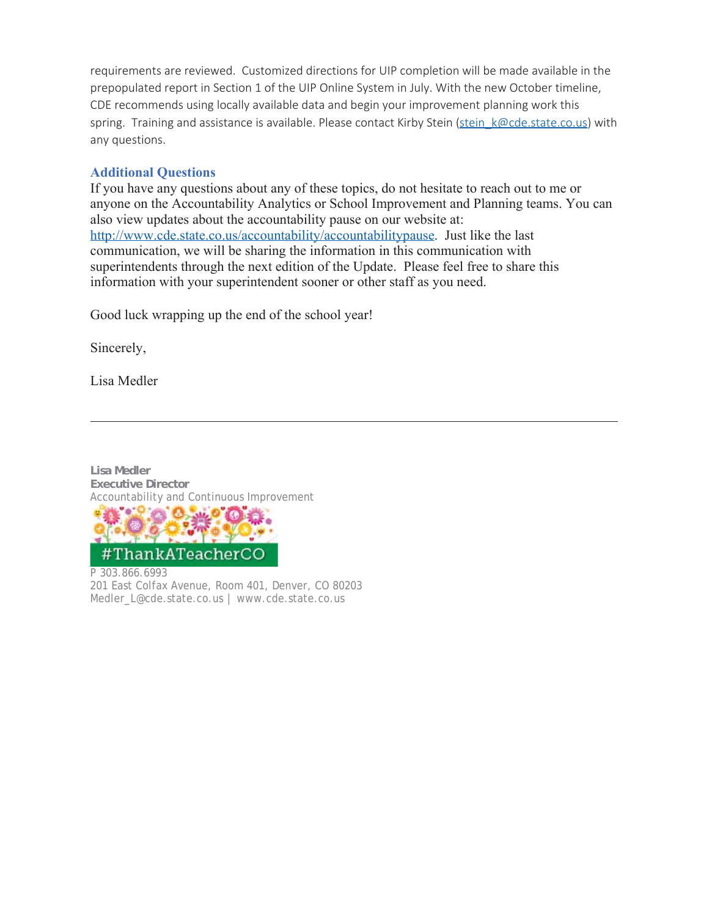requirements are reviewed. Customized directions for UIP completion will be made available in the prepopulated report in Section 1 of the UIP Online System in July. With the new October timeline, CDE recommends using locally available data and begin your improvement planning work this spring. Training and assistance is available. Please contact Kirby Stein (stein_k@cde.state.co.us) with any questions.

## Additional Questions

If you have any questions about any of these topics, do not hesitate to reach out to me or anyone on the Accountability Analytics or School Improvement and Planning teams. You can also view updates about the accountability pause on our website at: http://www.cde.state.co.us/accountability/accountabilitypause. Just like the last communication, we will be sharing the information in this communication with superintendents through the next edition of the Update. Please feel free to share this information with your superintendent sooner or other staff as you need.

Good luck wrapping up the end of the school year!

Sincerely,

Lisa Medler

---

**Lisa Medler**
**Executive Director**
Accountability and Continuous Improvement

#ThankATeacherCO

P 303.866.6993
201 East Colfax Avenue, Room 401, Denver, CO 80203
Medler_L@cde.state.co.us | www.cde.state.co.us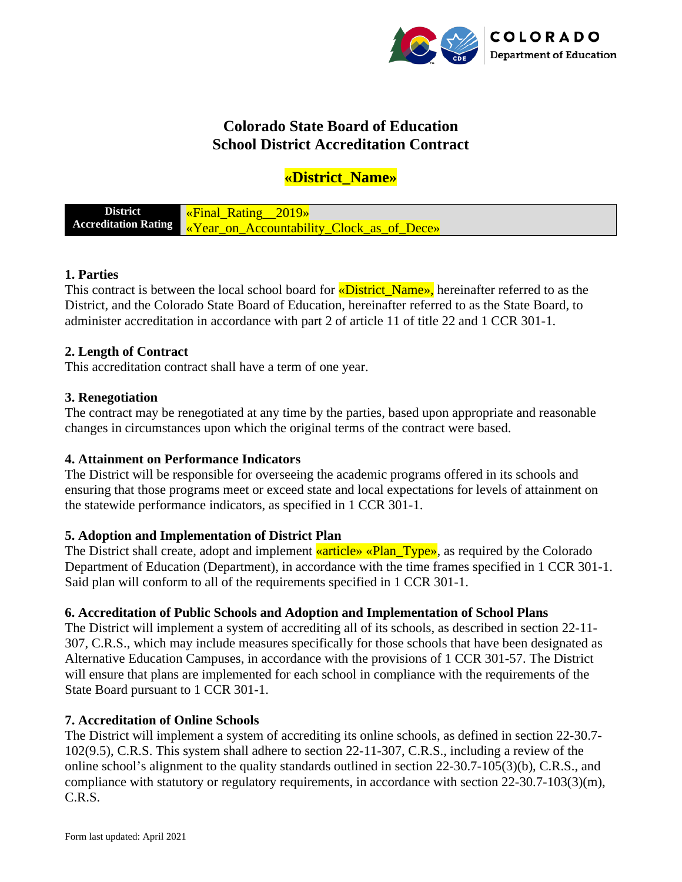# Colorado State Board of Education
# School District Accreditation Contract

## «District_Name»

| District Accreditation Rating | «Final_Rating__2019» «Year_on_Accountability_Clock_as_of_Dece» |
|---|---|

**1. Parties**
This contract is between the local school board for «District_Name», hereinafter referred to as the District, and the Colorado State Board of Education, hereinafter referred to as the State Board, to administer accreditation in accordance with part 2 of article 11 of title 22 and 1 CCR 301-1.

**2. Length of Contract**
This accreditation contract shall have a term of one year.

**3. Renegotiation**
The contract may be renegotiated at any time by the parties, based upon appropriate and reasonable changes in circumstances upon which the original terms of the contract were based.

**4. Attainment on Performance Indicators**
The District will be responsible for overseeing the academic programs offered in its schools and ensuring that those programs meet or exceed state and local expectations for levels of attainment on the statewide performance indicators, as specified in 1 CCR 301-1.

**5. Adoption and Implementation of District Plan**
The District shall create, adopt and implement «article» «Plan_Type», as required by the Colorado Department of Education (Department), in accordance with the time frames specified in 1 CCR 301-1. Said plan will conform to all of the requirements specified in 1 CCR 301-1.

**6. Accreditation of Public Schools and Adoption and Implementation of School Plans**
The District will implement a system of accrediting all of its schools, as described in section 22-11-307, C.R.S., which may include measures specifically for those schools that have been designated as Alternative Education Campuses, in accordance with the provisions of 1 CCR 301-57. The District will ensure that plans are implemented for each school in compliance with the requirements of the State Board pursuant to 1 CCR 301-1.

**7. Accreditation of Online Schools**
The District will implement a system of accrediting its online schools, as defined in section 22-30.7-102(9.5), C.R.S. This system shall adhere to section 22-11-307, C.R.S., including a review of the online school's alignment to the quality standards outlined in section 22-30.7-105(3)(b), C.R.S., and compliance with statutory or regulatory requirements, in accordance with section 22-30.7-103(3)(m), C.R.S.

Form last updated: April 2021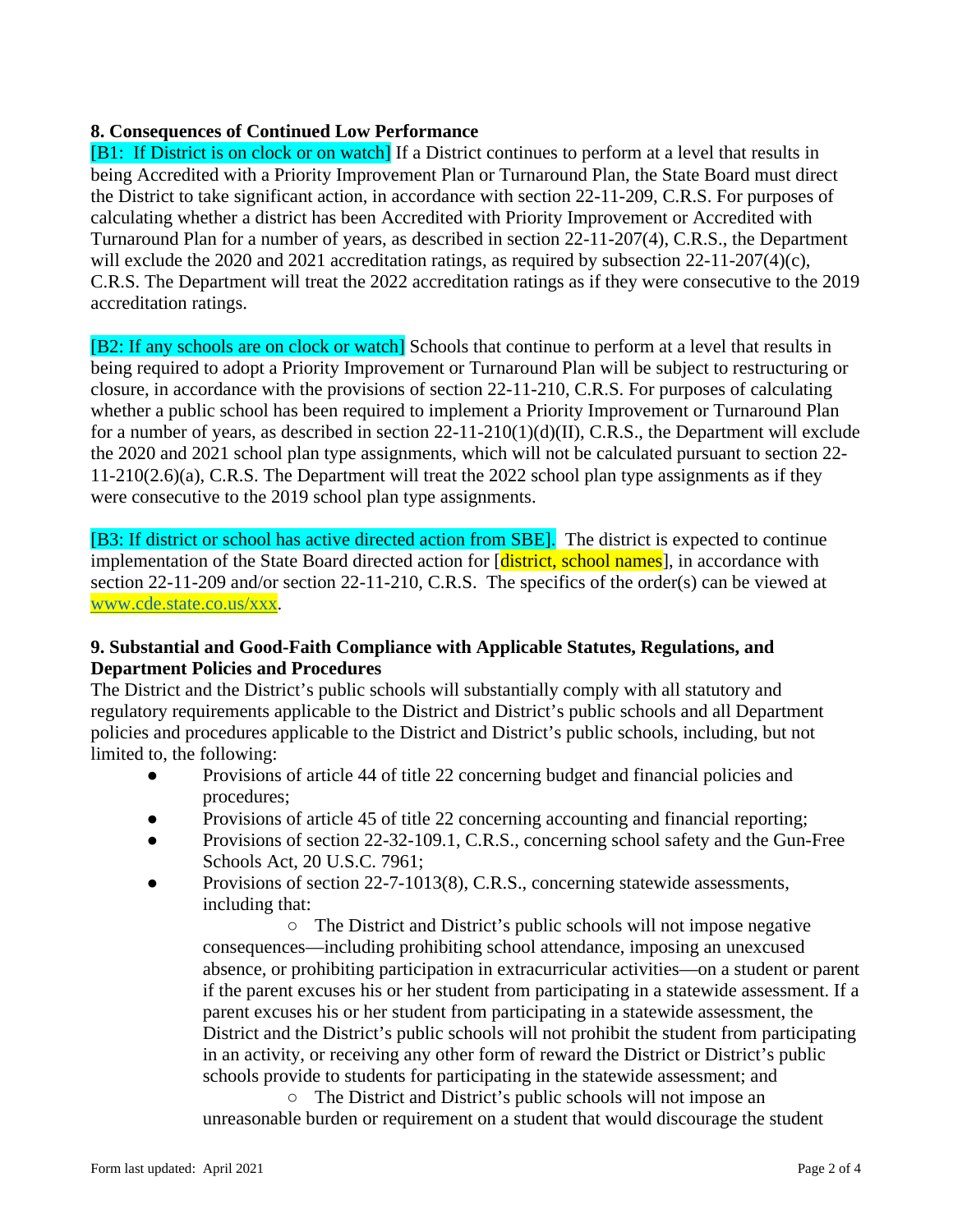**8. Consequences of Continued Low Performance**

[B1: If District is on clock or on watch] If a District continues to perform at a level that results in being Accredited with a Priority Improvement Plan or Turnaround Plan, the State Board must direct the District to take significant action, in accordance with section 22-11-209, C.R.S. For purposes of calculating whether a district has been Accredited with Priority Improvement or Accredited with Turnaround Plan for a number of years, as described in section 22-11-207(4), C.R.S., the Department will exclude the 2020 and 2021 accreditation ratings, as required by subsection 22-11-207(4)(c), C.R.S. The Department will treat the 2022 accreditation ratings as if they were consecutive to the 2019 accreditation ratings.

[B2: If any schools are on clock or watch] Schools that continue to perform at a level that results in being required to adopt a Priority Improvement or Turnaround Plan will be subject to restructuring or closure, in accordance with the provisions of section 22-11-210, C.R.S. For purposes of calculating whether a public school has been required to implement a Priority Improvement or Turnaround Plan for a number of years, as described in section 22-11-210(1)(d)(II), C.R.S., the Department will exclude the 2020 and 2021 school plan type assignments, which will not be calculated pursuant to section 22-11-210(2.6)(a), C.R.S. The Department will treat the 2022 school plan type assignments as if they were consecutive to the 2019 school plan type assignments.

[B3: If district or school has active directed action from SBE]. The district is expected to continue implementation of the State Board directed action for [district, school names], in accordance with section 22-11-209 and/or section 22-11-210, C.R.S. The specifics of the order(s) can be viewed at www.cde.state.co.us/xxx.

**9. Substantial and Good-Faith Compliance with Applicable Statutes, Regulations, and Department Policies and Procedures**

The District and the District's public schools will substantially comply with all statutory and regulatory requirements applicable to the District and District's public schools and all Department policies and procedures applicable to the District and District's public schools, including, but not limited to, the following:

- Provisions of article 44 of title 22 concerning budget and financial policies and procedures;
- Provisions of article 45 of title 22 concerning accounting and financial reporting;
- Provisions of section 22-32-109.1, C.R.S., concerning school safety and the Gun-Free Schools Act, 20 U.S.C. 7961;
- Provisions of section 22-7-1013(8), C.R.S., concerning statewide assessments, including that:
  - The District and District's public schools will not impose negative consequences—including prohibiting school attendance, imposing an unexcused absence, or prohibiting participation in extracurricular activities—on a student or parent if the parent excuses his or her student from participating in a statewide assessment. If a parent excuses his or her student from participating in a statewide assessment, the District and the District's public schools will not prohibit the student from participating in an activity, or receiving any other form of reward the District or District's public schools provide to students for participating in the statewide assessment; and
  - The District and District's public schools will not impose an unreasonable burden or requirement on a student that would discourage the student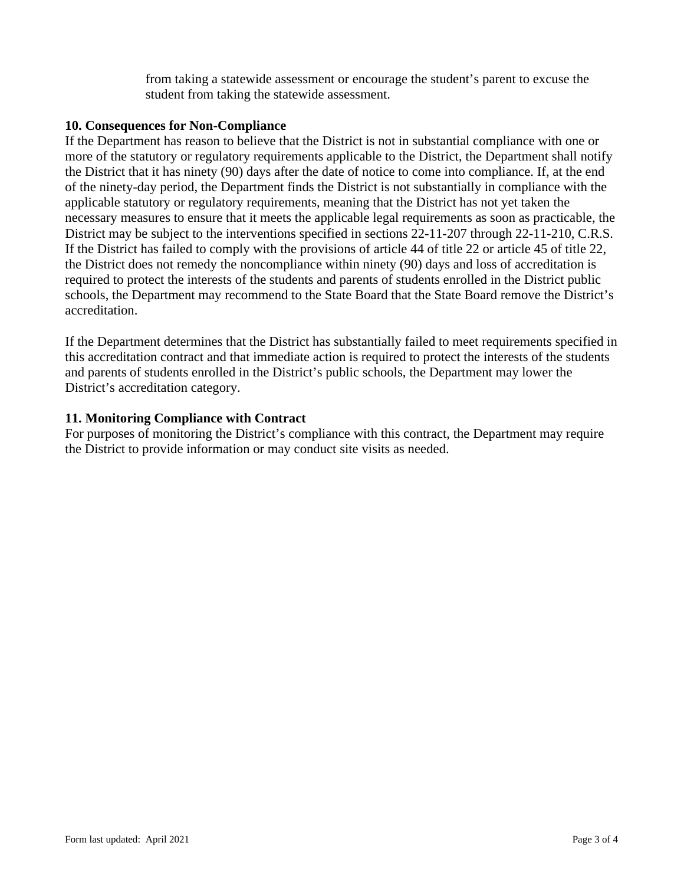from taking a statewide assessment or encourage the student's parent to excuse the student from taking the statewide assessment.

**10. Consequences for Non-Compliance**

If the Department has reason to believe that the District is not in substantial compliance with one or more of the statutory or regulatory requirements applicable to the District, the Department shall notify the District that it has ninety (90) days after the date of notice to come into compliance. If, at the end of the ninety-day period, the Department finds the District is not substantially in compliance with the applicable statutory or regulatory requirements, meaning that the District has not yet taken the necessary measures to ensure that it meets the applicable legal requirements as soon as practicable, the District may be subject to the interventions specified in sections 22-11-207 through 22-11-210, C.R.S. If the District has failed to comply with the provisions of article 44 of title 22 or article 45 of title 22, the District does not remedy the noncompliance within ninety (90) days and loss of accreditation is required to protect the interests of the students and parents of students enrolled in the District public schools, the Department may recommend to the State Board that the State Board remove the District's accreditation.

If the Department determines that the District has substantially failed to meet requirements specified in this accreditation contract and that immediate action is required to protect the interests of the students and parents of students enrolled in the District's public schools, the Department may lower the District's accreditation category.

**11. Monitoring Compliance with Contract**

For purposes of monitoring the District's compliance with this contract, the Department may require the District to provide information or may conduct site visits as needed.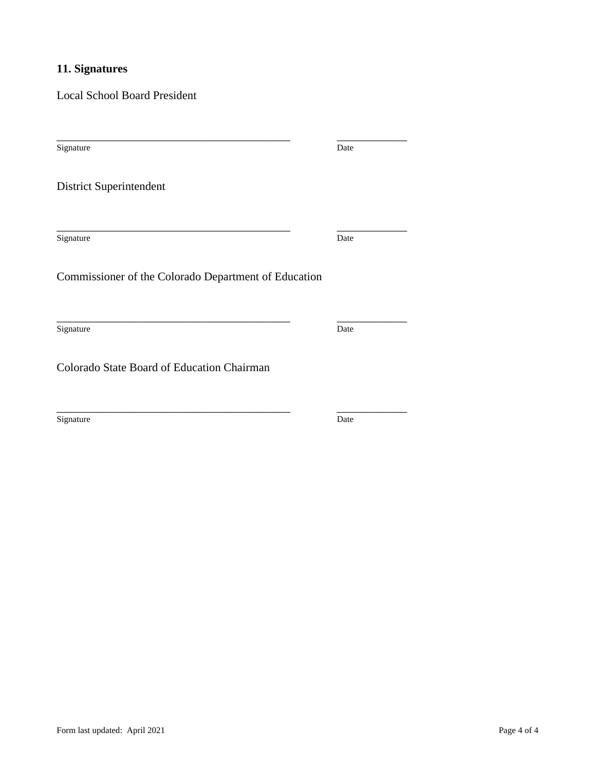## 11. Signatures

Local School Board President

\_\_\_\_\_\_\_\_\_\_\_\_\_\_\_\_\_\_\_\_\_\_\_\_\_\_\_\_\_\_\_\_\_\_\_\_\_\_\_\_\_\_\_ \_\_\_\_\_\_\_\_\_\_\_\_\_

Signature Date

District Superintendent

\_\_\_\_\_\_\_\_\_\_\_\_\_\_\_\_\_\_\_\_\_\_\_\_\_\_\_\_\_\_\_\_\_\_\_\_\_\_\_\_\_\_\_ \_\_\_\_\_\_\_\_\_\_\_\_\_

Signature Date

Commissioner of the Colorado Department of Education

\_\_\_\_\_\_\_\_\_\_\_\_\_\_\_\_\_\_\_\_\_\_\_\_\_\_\_\_\_\_\_\_\_\_\_\_\_\_\_\_\_\_\_ \_\_\_\_\_\_\_\_\_\_\_\_\_

Signature Date

Colorado State Board of Education Chairman

\_\_\_\_\_\_\_\_\_\_\_\_\_\_\_\_\_\_\_\_\_\_\_\_\_\_\_\_\_\_\_\_\_\_\_\_\_\_\_\_\_\_\_ \_\_\_\_\_\_\_\_\_\_\_\_\_

Signature Date

Form last updated: April 2021